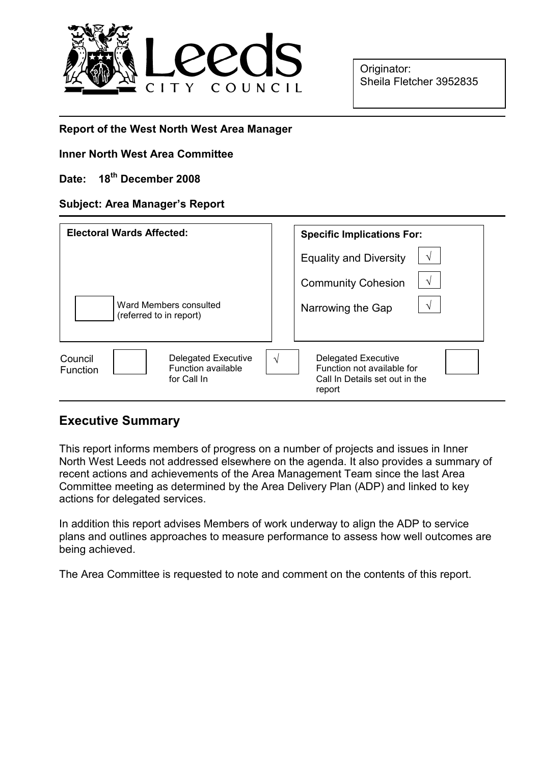Leeds CITY COUNCIL

Originator:
Sheila Fletcher 3952835

**Report of the West North West Area Manager**

**Inner North West Area Committee**

**Date: 18th December 2008**

**Subject: Area Manager's Report**

| Electoral Wards Affected: | Specific Implications For: | |
|---|---|---|
| | Equality and Diversity | √ |
| | Community Cohesion | √ |
| Ward Members consulted (referred to in report) | Narrowing the Gap | √ |

| Council Function | | Delegated Executive Function available for Call In | √ | Delegated Executive Function not available for Call In Details set out in the report | |
|---|---|---|---|---|---|

## Executive Summary

This report informs members of progress on a number of projects and issues in Inner North West Leeds not addressed elsewhere on the agenda. It also provides a summary of recent actions and achievements of the Area Management Team since the last Area Committee meeting as determined by the Area Delivery Plan (ADP) and linked to key actions for delegated services.

In addition this report advises Members of work underway to align the ADP to service plans and outlines approaches to measure performance to assess how well outcomes are being achieved.

The Area Committee is requested to note and comment on the contents of this report.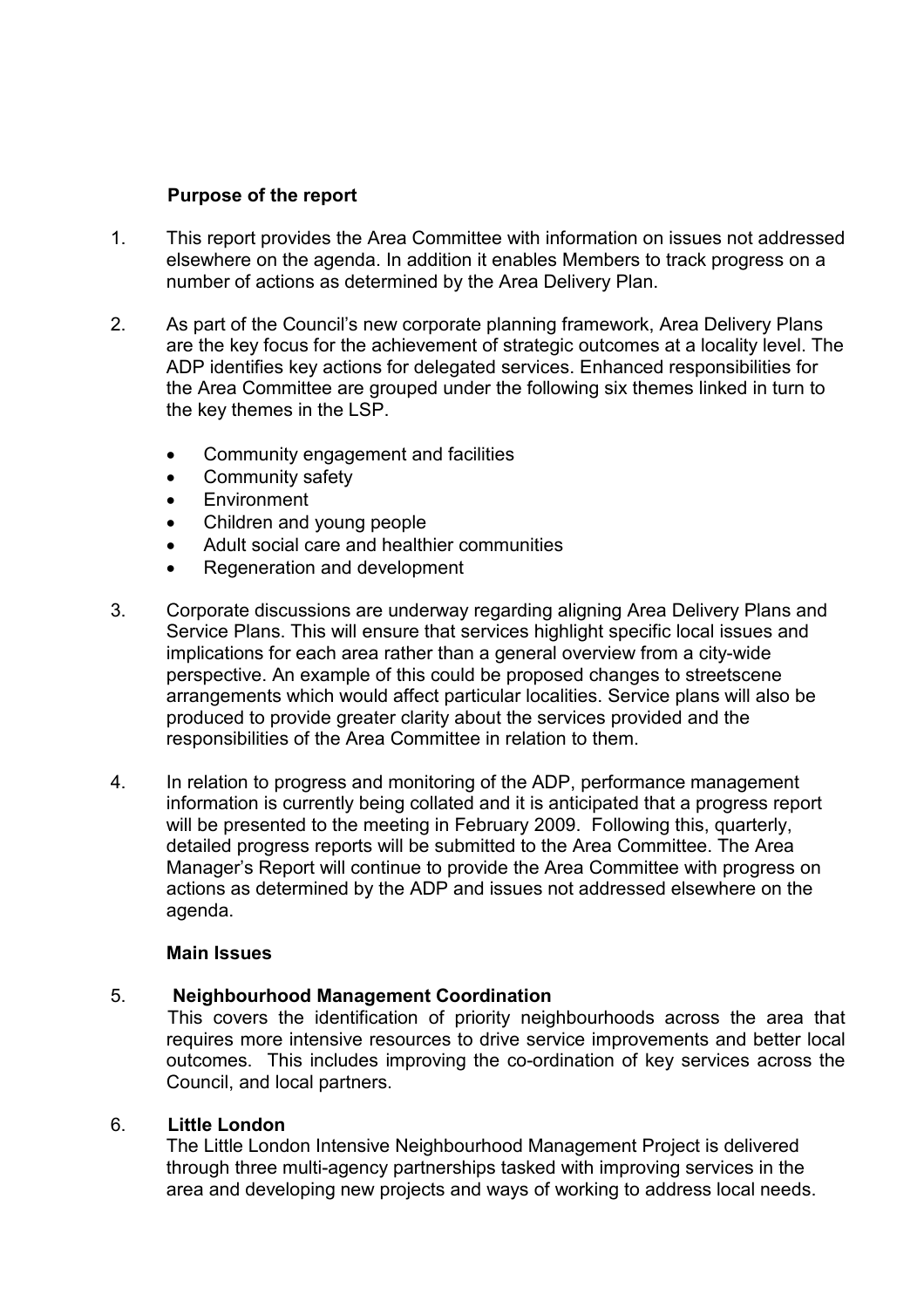**Purpose of the report**

1. This report provides the Area Committee with information on issues not addressed elsewhere on the agenda. In addition it enables Members to track progress on a number of actions as determined by the Area Delivery Plan.

2. As part of the Council's new corporate planning framework, Area Delivery Plans are the key focus for the achievement of strategic outcomes at a locality level. The ADP identifies key actions for delegated services. Enhanced responsibilities for the Area Committee are grouped under the following six themes linked in turn to the key themes in the LSP.

   - Community engagement and facilities
   - Community safety
   - Environment
   - Children and young people
   - Adult social care and healthier communities
   - Regeneration and development

3. Corporate discussions are underway regarding aligning Area Delivery Plans and Service Plans. This will ensure that services highlight specific local issues and implications for each area rather than a general overview from a city-wide perspective. An example of this could be proposed changes to streetscene arrangements which would affect particular localities. Service plans will also be produced to provide greater clarity about the services provided and the responsibilities of the Area Committee in relation to them.

4. In relation to progress and monitoring of the ADP, performance management information is currently being collated and it is anticipated that a progress report will be presented to the meeting in February 2009. Following this, quarterly, detailed progress reports will be submitted to the Area Committee. The Area Manager's Report will continue to provide the Area Committee with progress on actions as determined by the ADP and issues not addressed elsewhere on the agenda.

**Main Issues**

5. **Neighbourhood Management Coordination**
This covers the identification of priority neighbourhoods across the area that requires more intensive resources to drive service improvements and better local outcomes. This includes improving the co-ordination of key services across the Council, and local partners.

6. **Little London**
The Little London Intensive Neighbourhood Management Project is delivered through three multi-agency partnerships tasked with improving services in the area and developing new projects and ways of working to address local needs.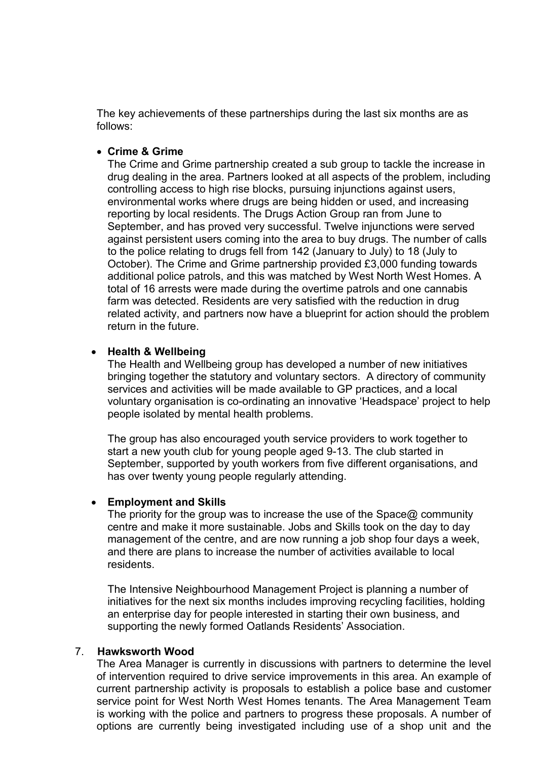The key achievements of these partnerships during the last six months are as follows:

- **Crime & Grime**
  The Crime and Grime partnership created a sub group to tackle the increase in drug dealing in the area. Partners looked at all aspects of the problem, including controlling access to high rise blocks, pursuing injunctions against users, environmental works where drugs are being hidden or used, and increasing reporting by local residents. The Drugs Action Group ran from June to September, and has proved very successful. Twelve injunctions were served against persistent users coming into the area to buy drugs. The number of calls to the police relating to drugs fell from 142 (January to July) to 18 (July to October). The Crime and Grime partnership provided £3,000 funding towards additional police patrols, and this was matched by West North West Homes. A total of 16 arrests were made during the overtime patrols and one cannabis farm was detected. Residents are very satisfied with the reduction in drug related activity, and partners now have a blueprint for action should the problem return in the future.

- **Health & Wellbeing**
  The Health and Wellbeing group has developed a number of new initiatives bringing together the statutory and voluntary sectors. A directory of community services and activities will be made available to GP practices, and a local voluntary organisation is co-ordinating an innovative 'Headspace' project to help people isolated by mental health problems.

  The group has also encouraged youth service providers to work together to start a new youth club for young people aged 9-13. The club started in September, supported by youth workers from five different organisations, and has over twenty young people regularly attending.

- **Employment and Skills**
  The priority for the group was to increase the use of the Space@ community centre and make it more sustainable. Jobs and Skills took on the day to day management of the centre, and are now running a job shop four days a week, and there are plans to increase the number of activities available to local residents.

  The Intensive Neighbourhood Management Project is planning a number of initiatives for the next six months includes improving recycling facilities, holding an enterprise day for people interested in starting their own business, and supporting the newly formed Oatlands Residents' Association.

7. **Hawksworth Wood**
   The Area Manager is currently in discussions with partners to determine the level of intervention required to drive service improvements in this area. An example of current partnership activity is proposals to establish a police base and customer service point for West North West Homes tenants. The Area Management Team is working with the police and partners to progress these proposals. A number of options are currently being investigated including use of a shop unit and the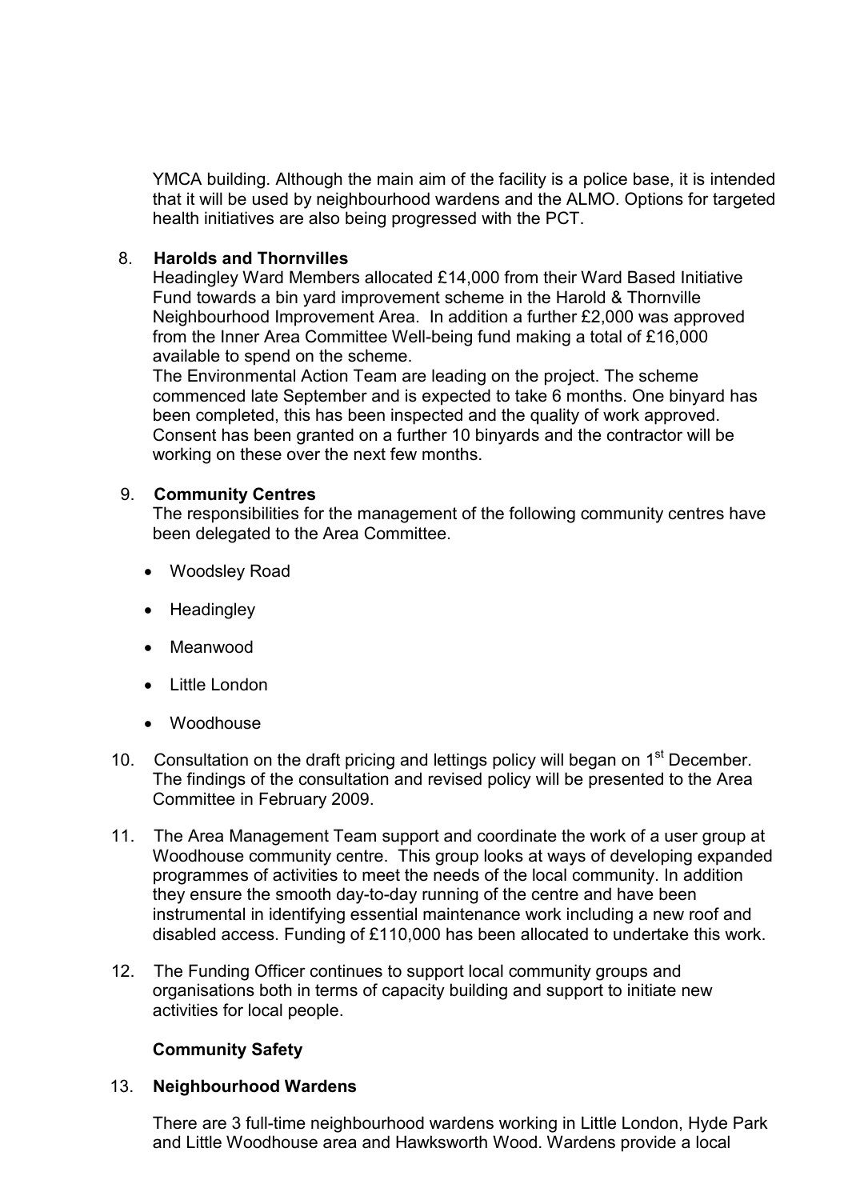YMCA building. Although the main aim of the facility is a police base, it is intended that it will be used by neighbourhood wardens and the ALMO. Options for targeted health initiatives are also being progressed with the PCT.

8. **Harolds and Thornvilles**

Headingley Ward Members allocated £14,000 from their Ward Based Initiative Fund towards a bin yard improvement scheme in the Harold & Thornville Neighbourhood Improvement Area. In addition a further £2,000 was approved from the Inner Area Committee Well-being fund making a total of £16,000 available to spend on the scheme.

The Environmental Action Team are leading on the project. The scheme commenced late September and is expected to take 6 months. One binyard has been completed, this has been inspected and the quality of work approved. Consent has been granted on a further 10 binyards and the contractor will be working on these over the next few months.

9. **Community Centres**

The responsibilities for the management of the following community centres have been delegated to the Area Committee.

- Woodsley Road
- Headingley
- Meanwood
- Little London
- Woodhouse

10. Consultation on the draft pricing and lettings policy will began on 1st December. The findings of the consultation and revised policy will be presented to the Area Committee in February 2009.

11. The Area Management Team support and coordinate the work of a user group at Woodhouse community centre. This group looks at ways of developing expanded programmes of activities to meet the needs of the local community. In addition they ensure the smooth day-to-day running of the centre and have been instrumental in identifying essential maintenance work including a new roof and disabled access. Funding of £110,000 has been allocated to undertake this work.

12. The Funding Officer continues to support local community groups and organisations both in terms of capacity building and support to initiate new activities for local people.

**Community Safety**

13. **Neighbourhood Wardens**

There are 3 full-time neighbourhood wardens working in Little London, Hyde Park and Little Woodhouse area and Hawksworth Wood. Wardens provide a local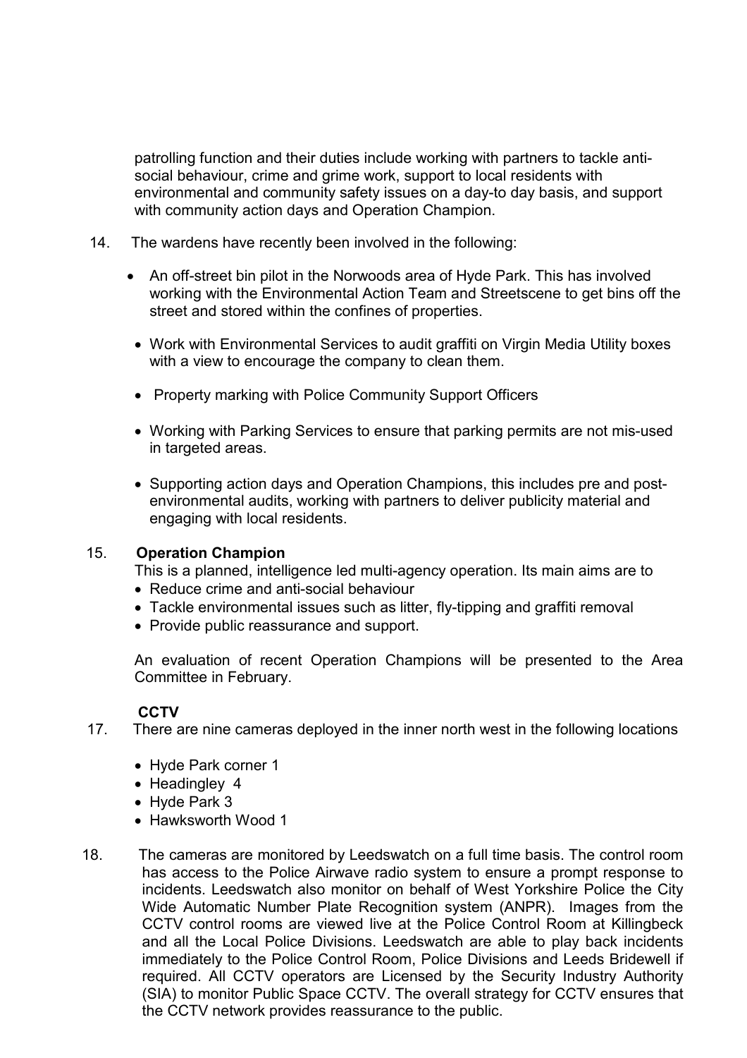patrolling function and their duties include working with partners to tackle anti-social behaviour, crime and grime work, support to local residents with environmental and community safety issues on a day-to day basis, and support with community action days and Operation Champion.

14. The wardens have recently been involved in the following:

- An off-street bin pilot in the Norwoods area of Hyde Park. This has involved working with the Environmental Action Team and Streetscene to get bins off the street and stored within the confines of properties.
- Work with Environmental Services to audit graffiti on Virgin Media Utility boxes with a view to encourage the company to clean them.
- Property marking with Police Community Support Officers
- Working with Parking Services to ensure that parking permits are not mis-used in targeted areas.
- Supporting action days and Operation Champions, this includes pre and post-environmental audits, working with partners to deliver publicity material and engaging with local residents.

15. **Operation Champion**

This is a planned, intelligence led multi-agency operation. Its main aims are to

- Reduce crime and anti-social behaviour
- Tackle environmental issues such as litter, fly-tipping and graffiti removal
- Provide public reassurance and support.

An evaluation of recent Operation Champions will be presented to the Area Committee in February.

**CCTV**

17. There are nine cameras deployed in the inner north west in the following locations

- Hyde Park corner 1
- Headingley 4
- Hyde Park 3
- Hawksworth Wood 1

18. The cameras are monitored by Leedswatch on a full time basis. The control room has access to the Police Airwave radio system to ensure a prompt response to incidents. Leedswatch also monitor on behalf of West Yorkshire Police the City Wide Automatic Number Plate Recognition system (ANPR). Images from the CCTV control rooms are viewed live at the Police Control Room at Killingbeck and all the Local Police Divisions. Leedswatch are able to play back incidents immediately to the Police Control Room, Police Divisions and Leeds Bridewell if required. All CCTV operators are Licensed by the Security Industry Authority (SIA) to monitor Public Space CCTV. The overall strategy for CCTV ensures that the CCTV network provides reassurance to the public.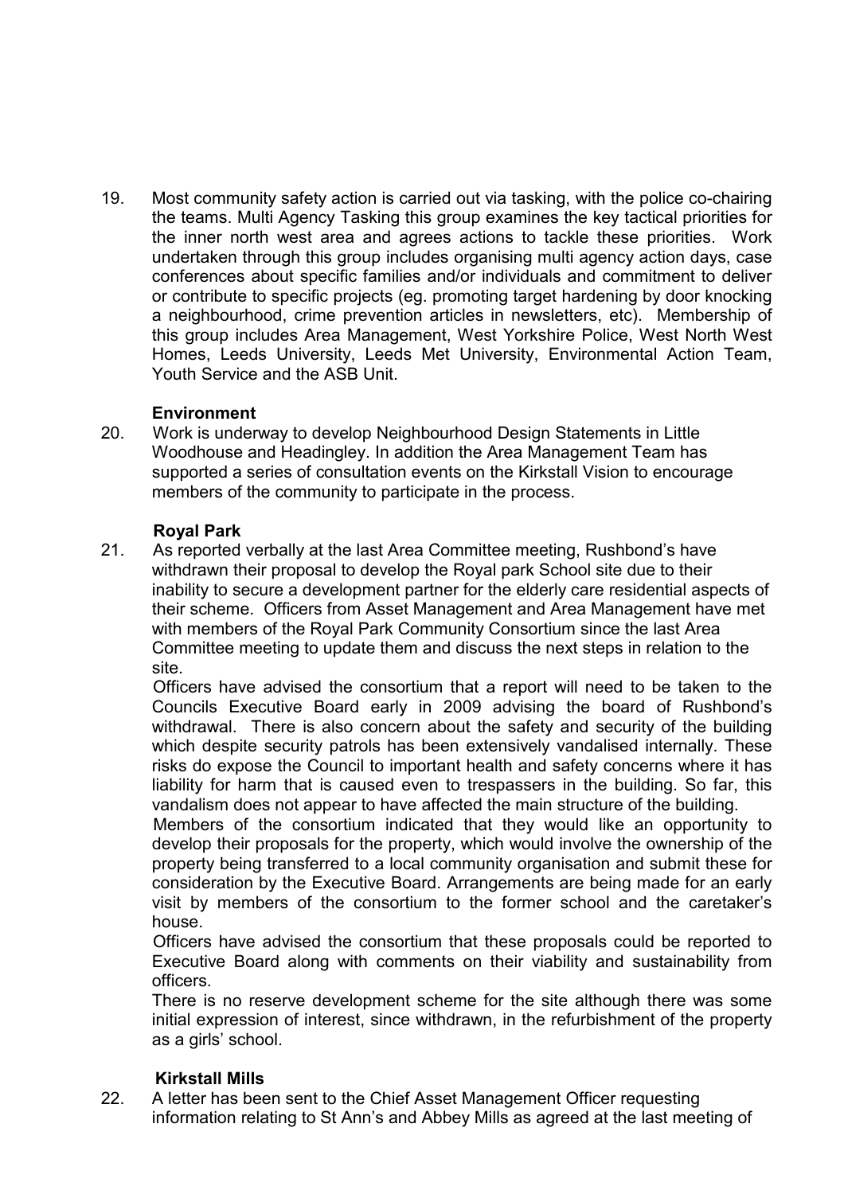19. Most community safety action is carried out via tasking, with the police co-chairing the teams. Multi Agency Tasking this group examines the key tactical priorities for the inner north west area and agrees actions to tackle these priorities. Work undertaken through this group includes organising multi agency action days, case conferences about specific families and/or individuals and commitment to deliver or contribute to specific projects (eg. promoting target hardening by door knocking a neighbourhood, crime prevention articles in newsletters, etc). Membership of this group includes Area Management, West Yorkshire Police, West North West Homes, Leeds University, Leeds Met University, Environmental Action Team, Youth Service and the ASB Unit.

**Environment**

20. Work is underway to develop Neighbourhood Design Statements in Little Woodhouse and Headingley. In addition the Area Management Team has supported a series of consultation events on the Kirkstall Vision to encourage members of the community to participate in the process.

**Royal Park**

21. As reported verbally at the last Area Committee meeting, Rushbond's have withdrawn their proposal to develop the Royal park School site due to their inability to secure a development partner for the elderly care residential aspects of their scheme. Officers from Asset Management and Area Management have met with members of the Royal Park Community Consortium since the last Area Committee meeting to update them and discuss the next steps in relation to the site.

    Officers have advised the consortium that a report will need to be taken to the Councils Executive Board early in 2009 advising the board of Rushbond's withdrawal. There is also concern about the safety and security of the building which despite security patrols has been extensively vandalised internally. These risks do expose the Council to important health and safety concerns where it has liability for harm that is caused even to trespassers in the building. So far, this vandalism does not appear to have affected the main structure of the building.

    Members of the consortium indicated that they would like an opportunity to develop their proposals for the property, which would involve the ownership of the property being transferred to a local community organisation and submit these for consideration by the Executive Board. Arrangements are being made for an early visit by members of the consortium to the former school and the caretaker's house.

    Officers have advised the consortium that these proposals could be reported to Executive Board along with comments on their viability and sustainability from officers.

    There is no reserve development scheme for the site although there was some initial expression of interest, since withdrawn, in the refurbishment of the property as a girls' school.

**Kirkstall Mills**

22. A letter has been sent to the Chief Asset Management Officer requesting information relating to St Ann's and Abbey Mills as agreed at the last meeting of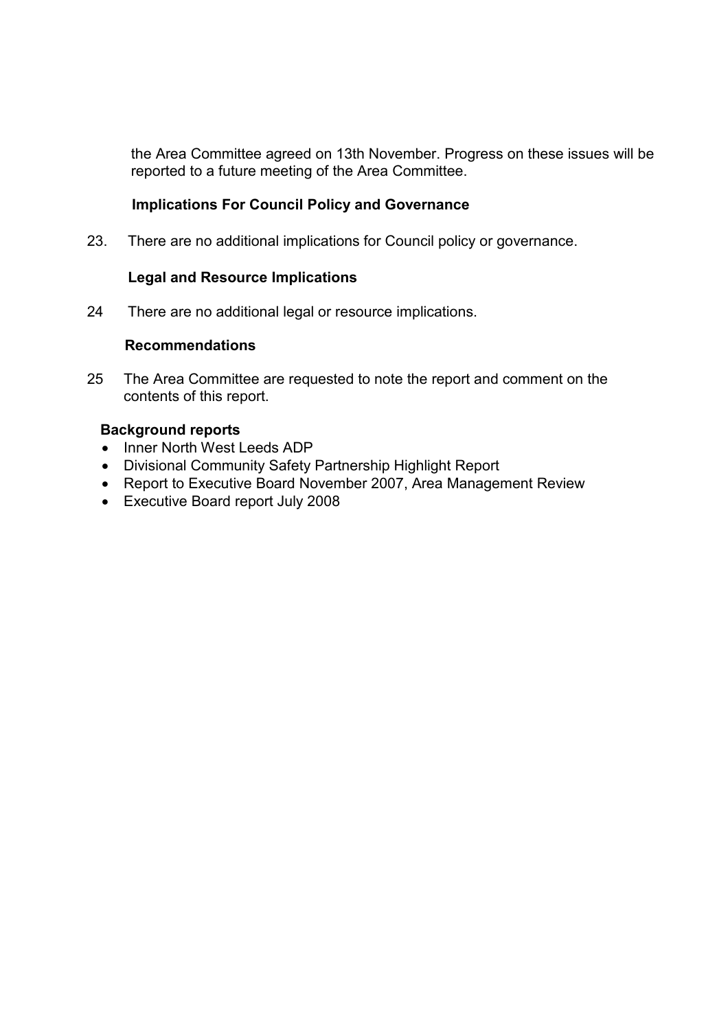the Area Committee agreed on 13th November. Progress on these issues will be reported to a future meeting of the Area Committee.

**Implications For Council Policy and Governance**

23. There are no additional implications for Council policy or governance.

**Legal and Resource Implications**

24 There are no additional legal or resource implications.

**Recommendations**

25 The Area Committee are requested to note the report and comment on the contents of this report.

**Background reports**

- Inner North West Leeds ADP
- Divisional Community Safety Partnership Highlight Report
- Report to Executive Board November 2007, Area Management Review
- Executive Board report July 2008